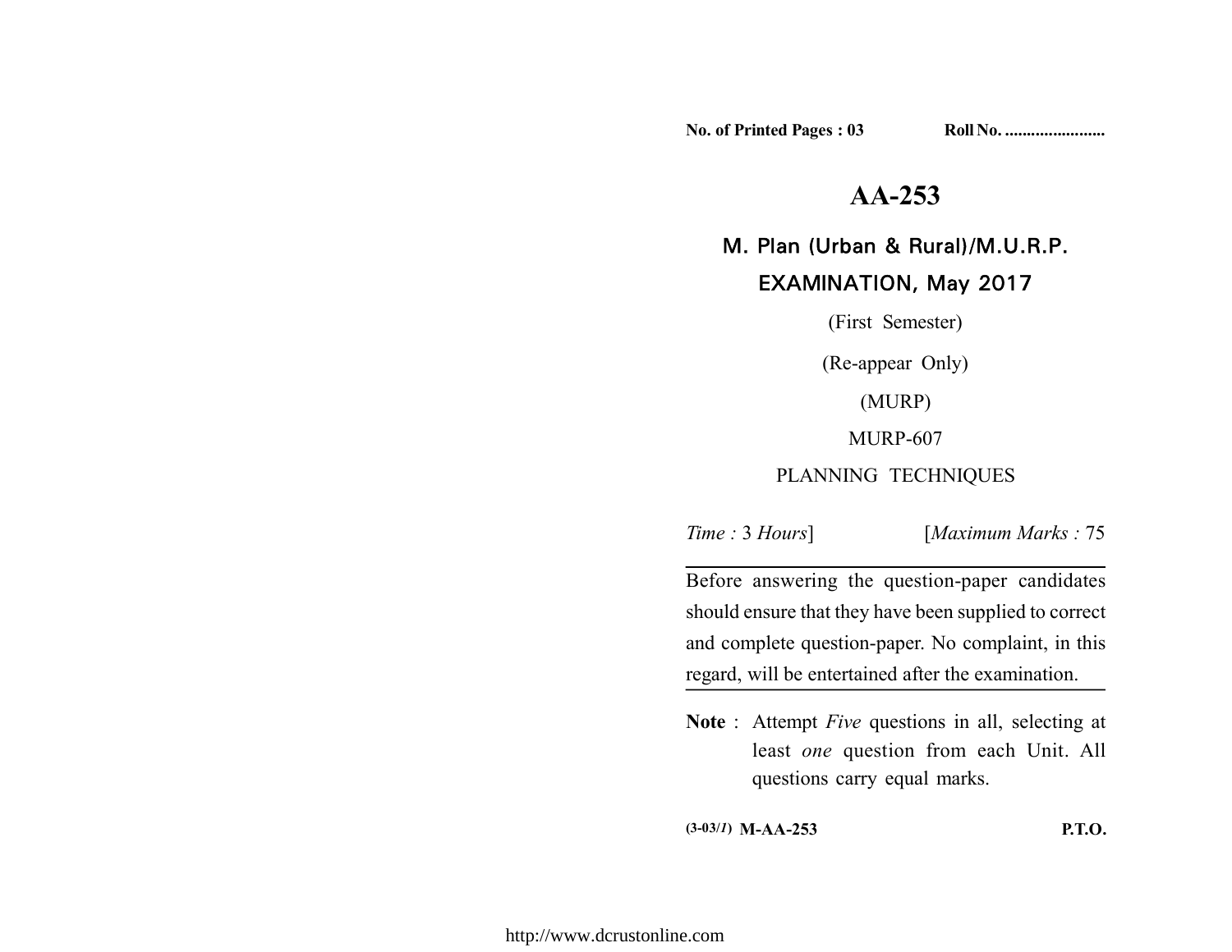No. of Printed Pages : 03 Roll No. .......................

# AA-253

## M. Plan (Urban & Rural)/M.U.R.P.

## EXAMINATION, May 2017

(First Semester)

(Re-appear Only)

(MURP)

MURP-607

PLANNING TECHNIQUES

*Time :* 3 *Hours*] [*Maximum Marks :* 75

Before answering the question-paper candidates should ensure that they have been supplied to correct and complete question-paper. No complaint, in this regard, will be entertained after the examination.

**Note** : Attempt *Five* questions in all, selecting at least *one* question from each Unit. All questions carry equal marks.

(3-03/1) **M-AA-253** **P.T.O.**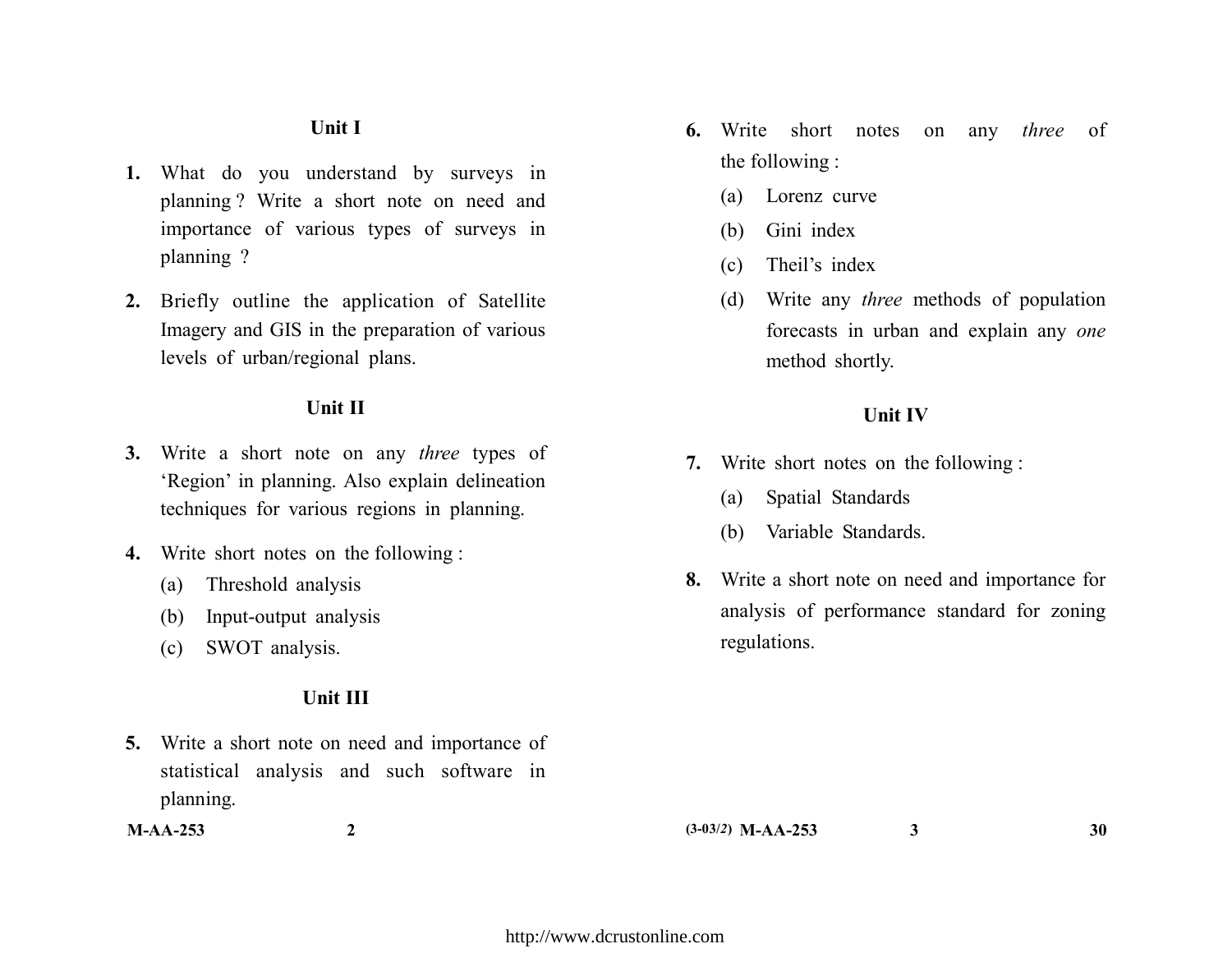## Unit I

**1.** What do you understand by surveys in planning ? Write a short note on need and importance of various types of surveys in planning ?

**2.** Briefly outline the application of Satellite Imagery and GIS in the preparation of various levels of urban/regional plans.

## Unit II

**3.** Write a short note on any *three* types of 'Region' in planning. Also explain delineation techniques for various regions in planning.

**4.** Write short notes on the following :

(a) Threshold analysis

(b) Input-output analysis

(c) SWOT analysis.

## Unit III

**5.** Write a short note on need and importance of statistical analysis and such software in planning.

**6.** Write short notes on any *three* of the following :

(a) Lorenz curve

(b) Gini index

(c) Theil's index

(d) Write any *three* methods of population forecasts in urban and explain any *one* method shortly.

## Unit IV

**7.** Write short notes on the following :

(a) Spatial Standards

(b) Variable Standards.

**8.** Write a short note on need and importance for analysis of performance standard for zoning regulations.